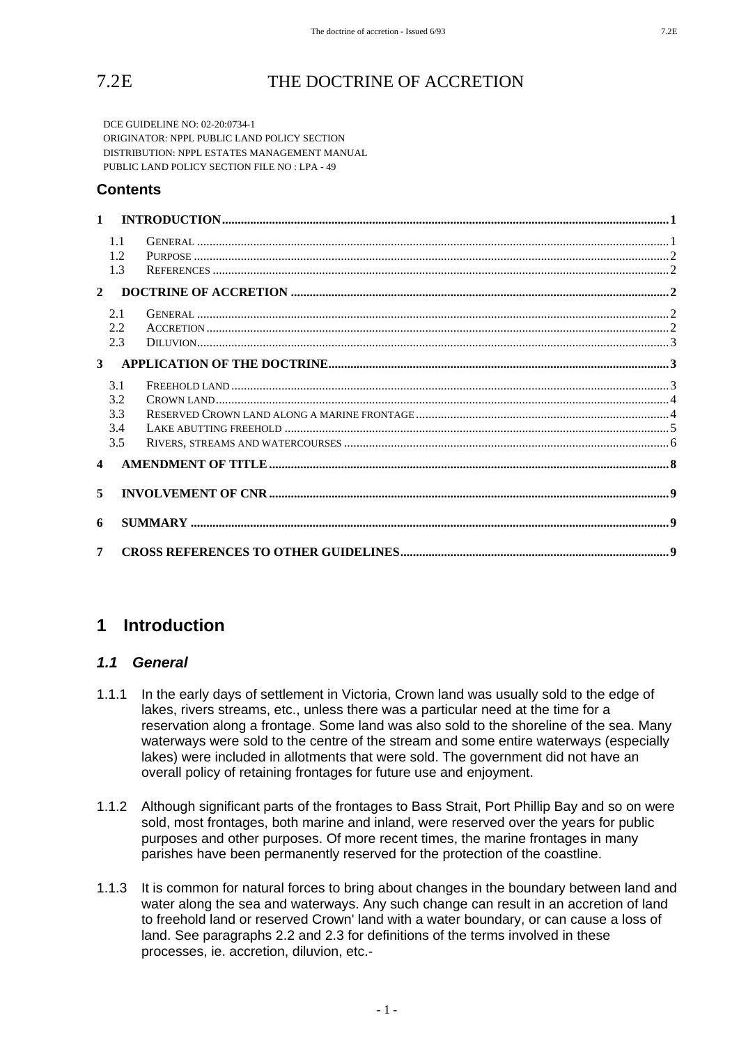# 7.2E THE DOCTRINE OF ACCRETION

DCE GUIDELINE NO: 02-20:0734-1
ORIGINATOR: NPPL PUBLIC LAND POLICY SECTION
DISTRIBUTION: NPPL ESTATES MANAGEMENT MANUAL
PUBLIC LAND POLICY SECTION FILE NO : LPA - 49

## Contents

1 INTRODUCTION .......... 1
- 1.1 GENERAL .......... 1
- 1.2 PURPOSE .......... 2
- 1.3 REFERENCES .......... 2

2 DOCTRINE OF ACCRETION .......... 2
- 2.1 GENERAL .......... 2
- 2.2 ACCRETION .......... 2
- 2.3 DILUVION .......... 3

3 APPLICATION OF THE DOCTRINE .......... 3
- 3.1 FREEHOLD LAND .......... 3
- 3.2 CROWN LAND .......... 4
- 3.3 RESERVED CROWN LAND ALONG A MARINE FRONTAGE .......... 4
- 3.4 LAKE ABUTTING FREEHOLD .......... 5
- 3.5 RIVERS, STREAMS AND WATERCOURSES .......... 6

4 AMENDMENT OF TITLE .......... 8

5 INVOLVEMENT OF CNR .......... 9

6 SUMMARY .......... 9

7 CROSS REFERENCES TO OTHER GUIDELINES .......... 9

## 1 Introduction

### 1.1 General

1.1.1 In the early days of settlement in Victoria, Crown land was usually sold to the edge of lakes, rivers streams, etc., unless there was a particular need at the time for a reservation along a frontage. Some land was also sold to the shoreline of the sea. Many waterways were sold to the centre of the stream and some entire waterways (especially lakes) were included in allotments that were sold. The government did not have an overall policy of retaining frontages for future use and enjoyment.

1.1.2 Although significant parts of the frontages to Bass Strait, Port Phillip Bay and so on were sold, most frontages, both marine and inland, were reserved over the years for public purposes and other purposes. Of more recent times, the marine frontages in many parishes have been permanently reserved for the protection of the coastline.

1.1.3 It is common for natural forces to bring about changes in the boundary between land and water along the sea and waterways. Any such change can result in an accretion of land to freehold land or reserved Crown' land with a water boundary, or can cause a loss of land. See paragraphs 2.2 and 2.3 for definitions of the terms involved in these processes, ie. accretion, diluvion, etc.-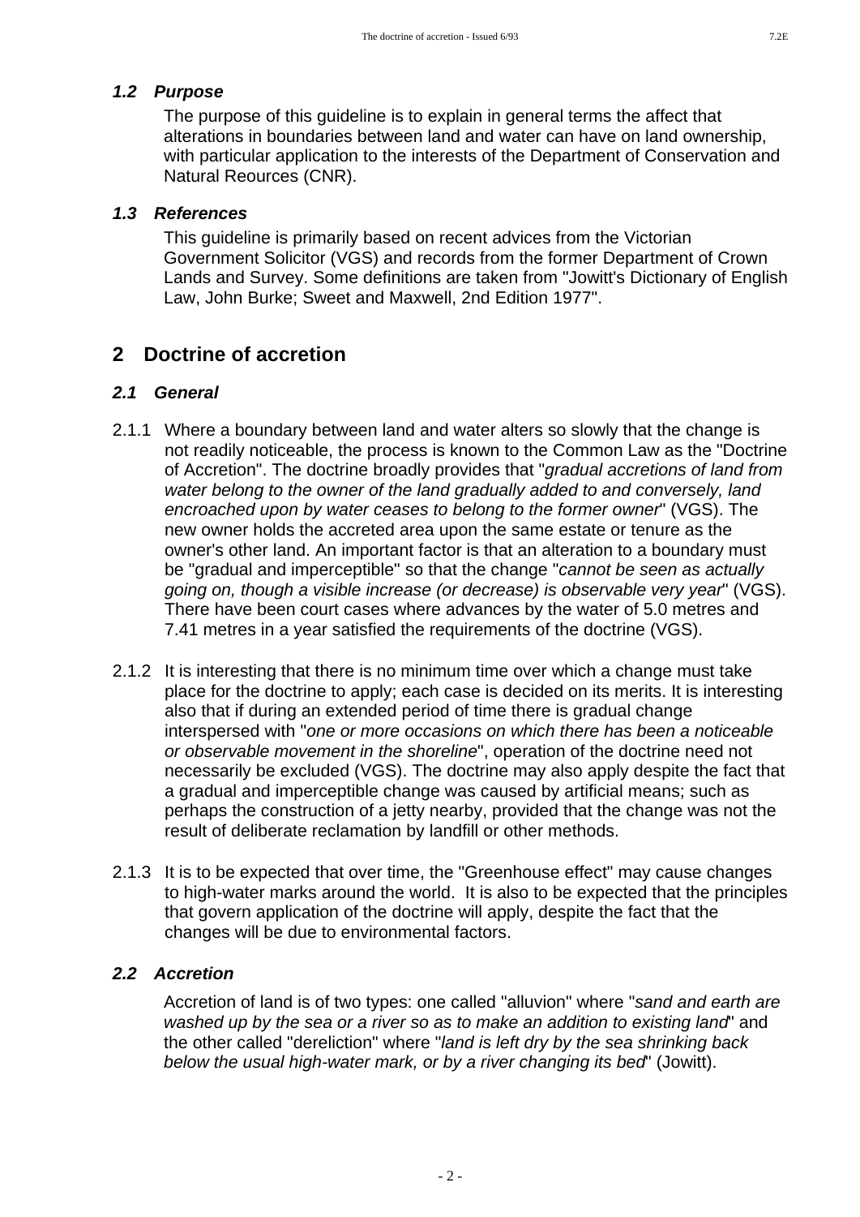### *1.2 Purpose*

The purpose of this guideline is to explain in general terms the affect that alterations in boundaries between land and water can have on land ownership, with particular application to the interests of the Department of Conservation and Natural Reources (CNR).

### *1.3 References*

This guideline is primarily based on recent advices from the Victorian Government Solicitor (VGS) and records from the former Department of Crown Lands and Survey. Some definitions are taken from "Jowitt's Dictionary of English Law, John Burke; Sweet and Maxwell, 2nd Edition 1977".

## 2 Doctrine of accretion

### *2.1 General*

2.1.1 Where a boundary between land and water alters so slowly that the change is not readily noticeable, the process is known to the Common Law as the "Doctrine of Accretion". The doctrine broadly provides that "*gradual accretions of land from water belong to the owner of the land gradually added to and conversely, land encroached upon by water ceases to belong to the former owner*" (VGS). The new owner holds the accreted area upon the same estate or tenure as the owner's other land. An important factor is that an alteration to a boundary must be "gradual and imperceptible" so that the change "*cannot be seen as actually going on, though a visible increase (or decrease) is observable very year*" (VGS). There have been court cases where advances by the water of 5.0 metres and 7.41 metres in a year satisfied the requirements of the doctrine (VGS).

2.1.2 It is interesting that there is no minimum time over which a change must take place for the doctrine to apply; each case is decided on its merits. It is interesting also that if during an extended period of time there is gradual change interspersed with "*one or more occasions on which there has been a noticeable or observable movement in the shoreline*", operation of the doctrine need not necessarily be excluded (VGS). The doctrine may also apply despite the fact that a gradual and imperceptible change was caused by artificial means; such as perhaps the construction of a jetty nearby, provided that the change was not the result of deliberate reclamation by landfill or other methods.

2.1.3 It is to be expected that over time, the "Greenhouse effect" may cause changes to high-water marks around the world. It is also to be expected that the principles that govern application of the doctrine will apply, despite the fact that the changes will be due to environmental factors.

### *2.2 Accretion*

Accretion of land is of two types: one called "alluvion" where "*sand and earth are washed up by the sea or a river so as to make an addition to existing land*" and the other called "dereliction" where "*land is left dry by the sea shrinking back below the usual high-water mark, or by a river changing its bed*" (Jowitt).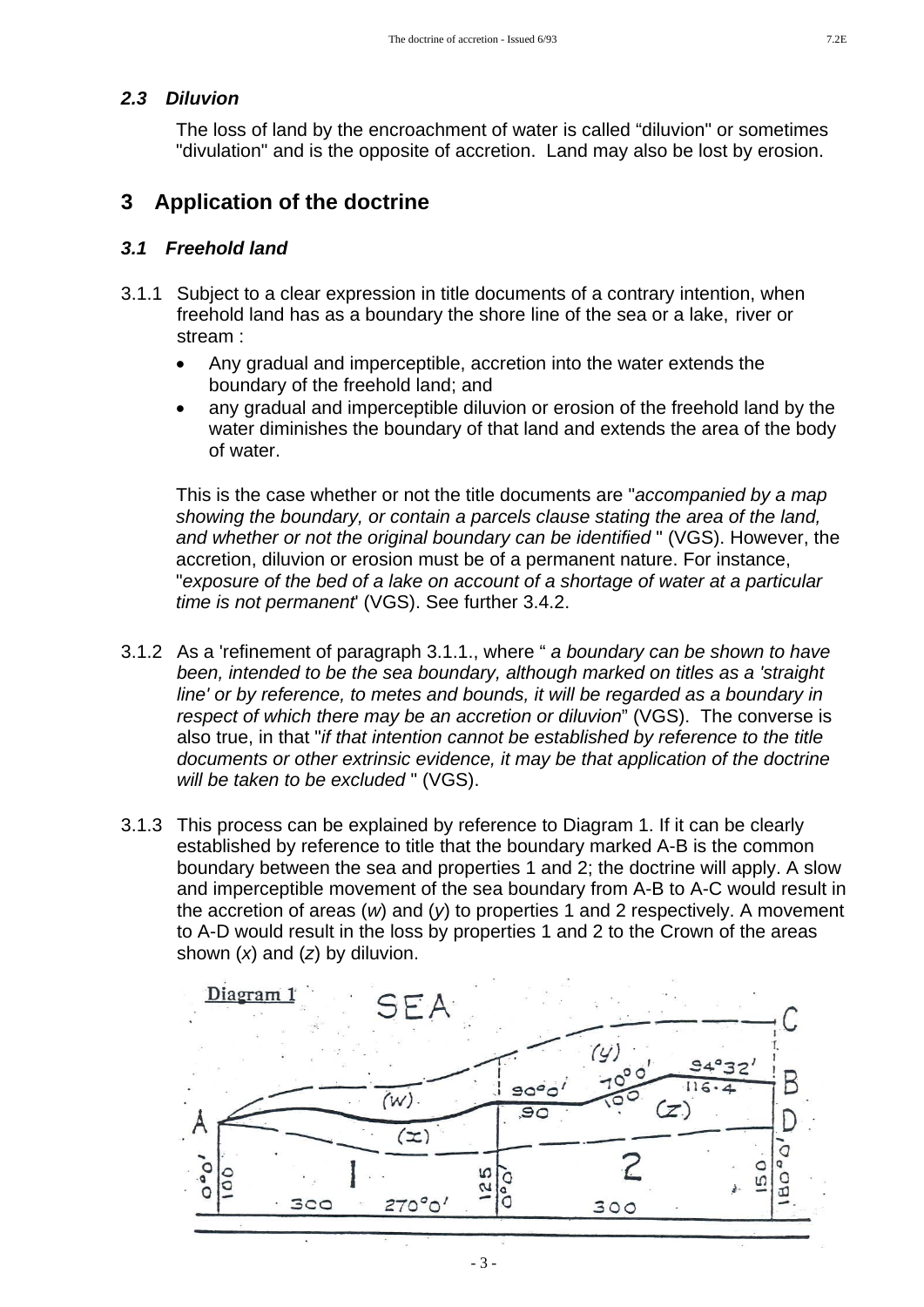### 2.3 Diluvion

The loss of land by the encroachment of water is called "diluvion" or sometimes "divulation" and is the opposite of accretion. Land may also be lost by erosion.

## 3 Application of the doctrine

### 3.1 Freehold land

3.1.1 Subject to a clear expression in title documents of a contrary intention, when freehold land has as a boundary the shore line of the sea or a lake, river or stream :

- Any gradual and imperceptible, accretion into the water extends the boundary of the freehold land; and
- any gradual and imperceptible diluvion or erosion of the freehold land by the water diminishes the boundary of that land and extends the area of the body of water.

This is the case whether or not the title documents are "*accompanied by a map showing the boundary, or contain a parcels clause stating the area of the land, and whether or not the original boundary can be identified* " (VGS). However, the accretion, diluvion or erosion must be of a permanent nature. For instance, "*exposure of the bed of a lake on account of a shortage of water at a particular time is not permanent*' (VGS). See further 3.4.2.

3.1.2 As a 'refinement of paragraph 3.1.1., where " *a boundary can be shown to have been, intended to be the sea boundary, although marked on titles as a 'straight line' or by reference, to metes and bounds, it will be regarded as a boundary in respect of which there may be an accretion or diluvion*" (VGS). The converse is also true, in that "*if that intention cannot be established by reference to the title documents or other extrinsic evidence, it may be that application of the doctrine will be taken to be excluded* " (VGS).

3.1.3 This process can be explained by reference to Diagram 1. If it can be clearly established by reference to title that the boundary marked A-B is the common boundary between the sea and properties 1 and 2; the doctrine will apply. A slow and imperceptible movement of the sea boundary from A-B to A-C would result in the accretion of areas (*w*) and (*y*) to properties 1 and 2 respectively. A movement to A-D would result in the loss by properties 1 and 2 to the Crown of the areas shown (*x*) and (*z*) by diluvion.

Diagram 1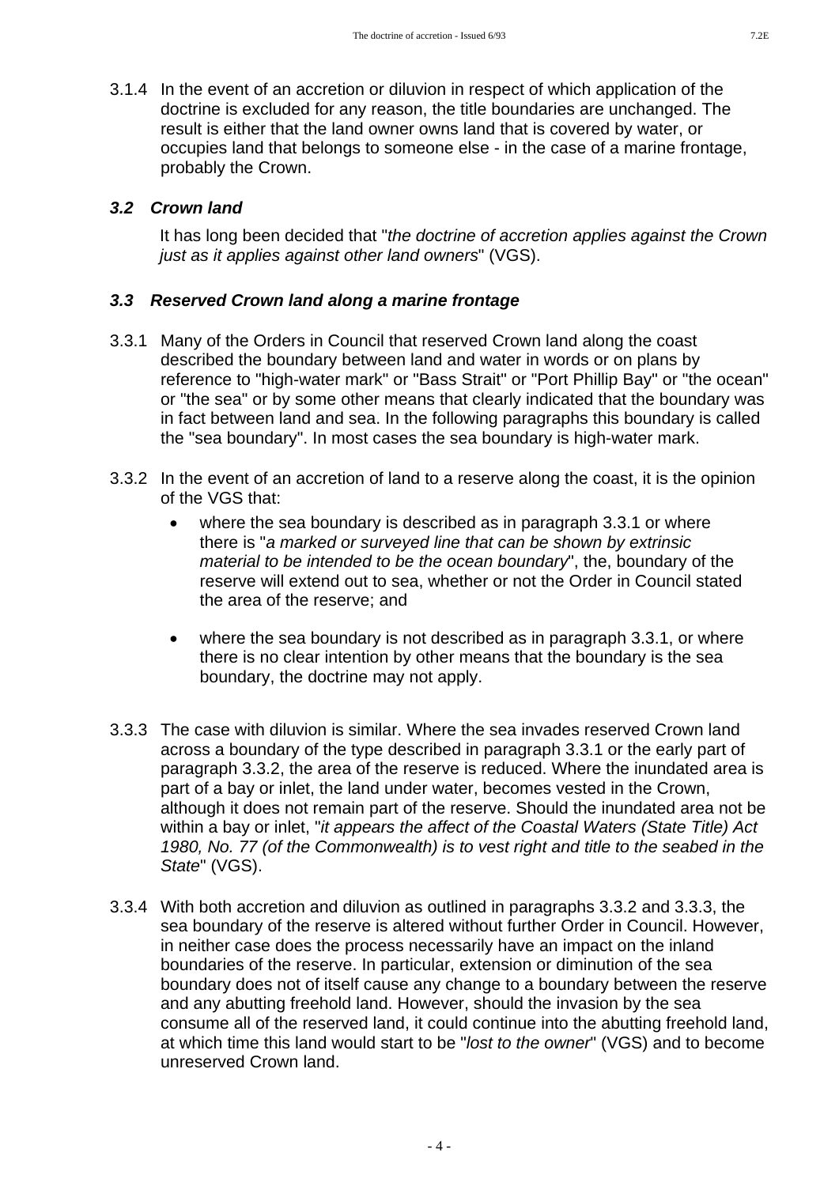3.1.4 In the event of an accretion or diluvion in respect of which application of the doctrine is excluded for any reason, the title boundaries are unchanged. The result is either that the land owner owns land that is covered by water, or occupies land that belongs to someone else - in the case of a marine frontage, probably the Crown.

### *3.2 Crown land*

It has long been decided that "*the doctrine of accretion applies against the Crown just as it applies against other land owners*" (VGS).

### *3.3 Reserved Crown land along a marine frontage*

3.3.1 Many of the Orders in Council that reserved Crown land along the coast described the boundary between land and water in words or on plans by reference to "high-water mark" or "Bass Strait" or "Port Phillip Bay" or "the ocean" or "the sea" or by some other means that clearly indicated that the boundary was in fact between land and sea. In the following paragraphs this boundary is called the "sea boundary". In most cases the sea boundary is high-water mark.

3.3.2 In the event of an accretion of land to a reserve along the coast, it is the opinion of the VGS that:

- where the sea boundary is described as in paragraph 3.3.1 or where there is "*a marked or surveyed line that can be shown by extrinsic material to be intended to be the ocean boundary*", the, boundary of the reserve will extend out to sea, whether or not the Order in Council stated the area of the reserve; and
- where the sea boundary is not described as in paragraph 3.3.1, or where there is no clear intention by other means that the boundary is the sea boundary, the doctrine may not apply.

3.3.3 The case with diluvion is similar. Where the sea invades reserved Crown land across a boundary of the type described in paragraph 3.3.1 or the early part of paragraph 3.3.2, the area of the reserve is reduced. Where the inundated area is part of a bay or inlet, the land under water, becomes vested in the Crown, although it does not remain part of the reserve. Should the inundated area not be within a bay or inlet, "*it appears the affect of the Coastal Waters (State Title) Act 1980, No. 77 (of the Commonwealth) is to vest right and title to the seabed in the State*" (VGS).

3.3.4 With both accretion and diluvion as outlined in paragraphs 3.3.2 and 3.3.3, the sea boundary of the reserve is altered without further Order in Council. However, in neither case does the process necessarily have an impact on the inland boundaries of the reserve. In particular, extension or diminution of the sea boundary does not of itself cause any change to a boundary between the reserve and any abutting freehold land. However, should the invasion by the sea consume all of the reserved land, it could continue into the abutting freehold land, at which time this land would start to be "*lost to the owner*" (VGS) and to become unreserved Crown land.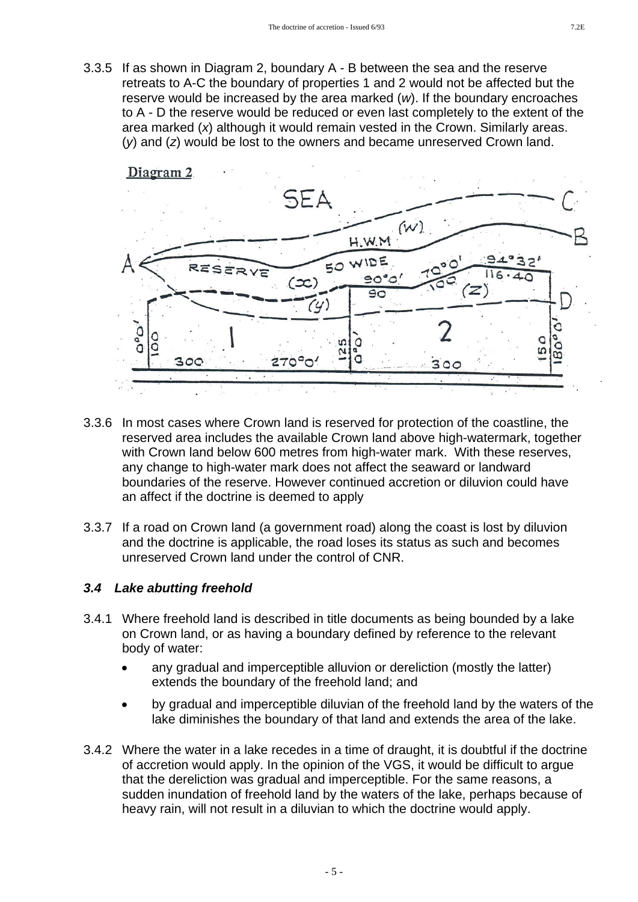3.3.5 If as shown in Diagram 2, boundary A - B between the sea and the reserve retreats to A-C the boundary of properties 1 and 2 would not be affected but the reserve would be increased by the area marked (*w*). If the boundary encroaches to A - D the reserve would be reduced or even last completely to the extent of the area marked (*x*) although it would remain vested in the Crown. Similarly areas. (*y*) and (*z*) would be lost to the owners and became unreserved Crown land.

**Diagram 2**

3.3.6 In most cases where Crown land is reserved for protection of the coastline, the reserved area includes the available Crown land above high-watermark, together with Crown land below 600 metres from high-water mark. With these reserves, any change to high-water mark does not affect the seaward or landward boundaries of the reserve. However continued accretion or diluvion could have an affect if the doctrine is deemed to apply

3.3.7 If a road on Crown land (a government road) along the coast is lost by diluvion and the doctrine is applicable, the road loses its status as such and becomes unreserved Crown land under the control of CNR.

### *3.4 Lake abutting freehold*

3.4.1 Where freehold land is described in title documents as being bounded by a lake on Crown land, or as having a boundary defined by reference to the relevant body of water:

- any gradual and imperceptible alluvion or dereliction (mostly the latter) extends the boundary of the freehold land; and
- by gradual and imperceptible diluvian of the freehold land by the waters of the lake diminishes the boundary of that land and extends the area of the lake.

3.4.2 Where the water in a lake recedes in a time of draught, it is doubtful if the doctrine of accretion would apply. In the opinion of the VGS, it would be difficult to argue that the dereliction was gradual and imperceptible. For the same reasons, a sudden inundation of freehold land by the waters of the lake, perhaps because of heavy rain, will not result in a diluvian to which the doctrine would apply.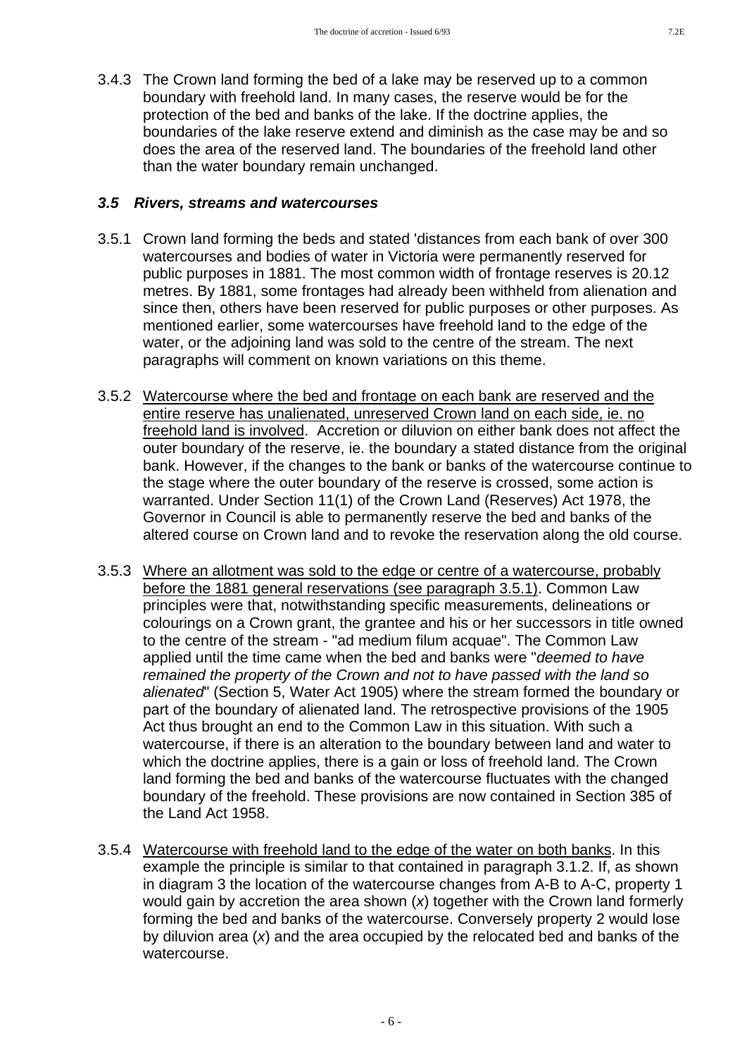3.4.3 The Crown land forming the bed of a lake may be reserved up to a common boundary with freehold land. In many cases, the reserve would be for the protection of the bed and banks of the lake. If the doctrine applies, the boundaries of the lake reserve extend and diminish as the case may be and so does the area of the reserved land. The boundaries of the freehold land other than the water boundary remain unchanged.

### *3.5 Rivers, streams and watercourses*

3.5.1 Crown land forming the beds and stated 'distances from each bank of over 300 watercourses and bodies of water in Victoria were permanently reserved for public purposes in 1881. The most common width of frontage reserves is 20.12 metres. By 1881, some frontages had already been withheld from alienation and since then, others have been reserved for public purposes or other purposes. As mentioned earlier, some watercourses have freehold land to the edge of the water, or the adjoining land was sold to the centre of the stream. The next paragraphs will comment on known variations on this theme.

3.5.2 <u>Watercourse where the bed and frontage on each bank are reserved and the entire reserve has unalienated, unreserved Crown land on each side, ie. no freehold land is involved</u>. Accretion or diluvion on either bank does not affect the outer boundary of the reserve, ie. the boundary a stated distance from the original bank. However, if the changes to the bank or banks of the watercourse continue to the stage where the outer boundary of the reserve is crossed, some action is warranted. Under Section 11(1) of the Crown Land (Reserves) Act 1978, the Governor in Council is able to permanently reserve the bed and banks of the altered course on Crown land and to revoke the reservation along the old course.

3.5.3 <u>Where an allotment was sold to the edge or centre of a watercourse, probably before the 1881 general reservations (see paragraph 3.5.1)</u>. Common Law principles were that, notwithstanding specific measurements, delineations or colourings on a Crown grant, the grantee and his or her successors in title owned to the centre of the stream - "ad medium filum acquae". The Common Law applied until the time came when the bed and banks were "*deemed to have remained the property of the Crown and not to have passed with the land so alienated*" (Section 5, Water Act 1905) where the stream formed the boundary or part of the boundary of alienated land. The retrospective provisions of the 1905 Act thus brought an end to the Common Law in this situation. With such a watercourse, if there is an alteration to the boundary between land and water to which the doctrine applies, there is a gain or loss of freehold land. The Crown land forming the bed and banks of the watercourse fluctuates with the changed boundary of the freehold. These provisions are now contained in Section 385 of the Land Act 1958.

3.5.4 <u>Watercourse with freehold land to the edge of the water on both banks</u>. In this example the principle is similar to that contained in paragraph 3.1.2. If, as shown in diagram 3 the location of the watercourse changes from A-B to A-C, property 1 would gain by accretion the area shown (*x*) together with the Crown land formerly forming the bed and banks of the watercourse. Conversely property 2 would lose by diluvion area (*x*) and the area occupied by the relocated bed and banks of the watercourse.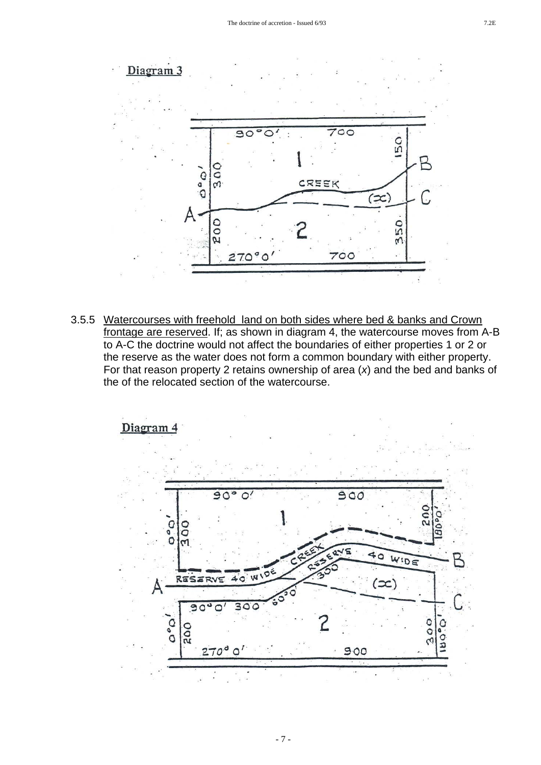**Diagram 3**

3.5.5 Watercourses with freehold land on both sides where bed & banks and Crown frontage are reserved. If; as shown in diagram 4, the watercourse moves from A-B to A-C the doctrine would not affect the boundaries of either properties 1 or 2 or the reserve as the water does not form a common boundary with either property. For that reason property 2 retains ownership of area (*x*) and the bed and banks of the of the relocated section of the watercourse.

**Diagram 4**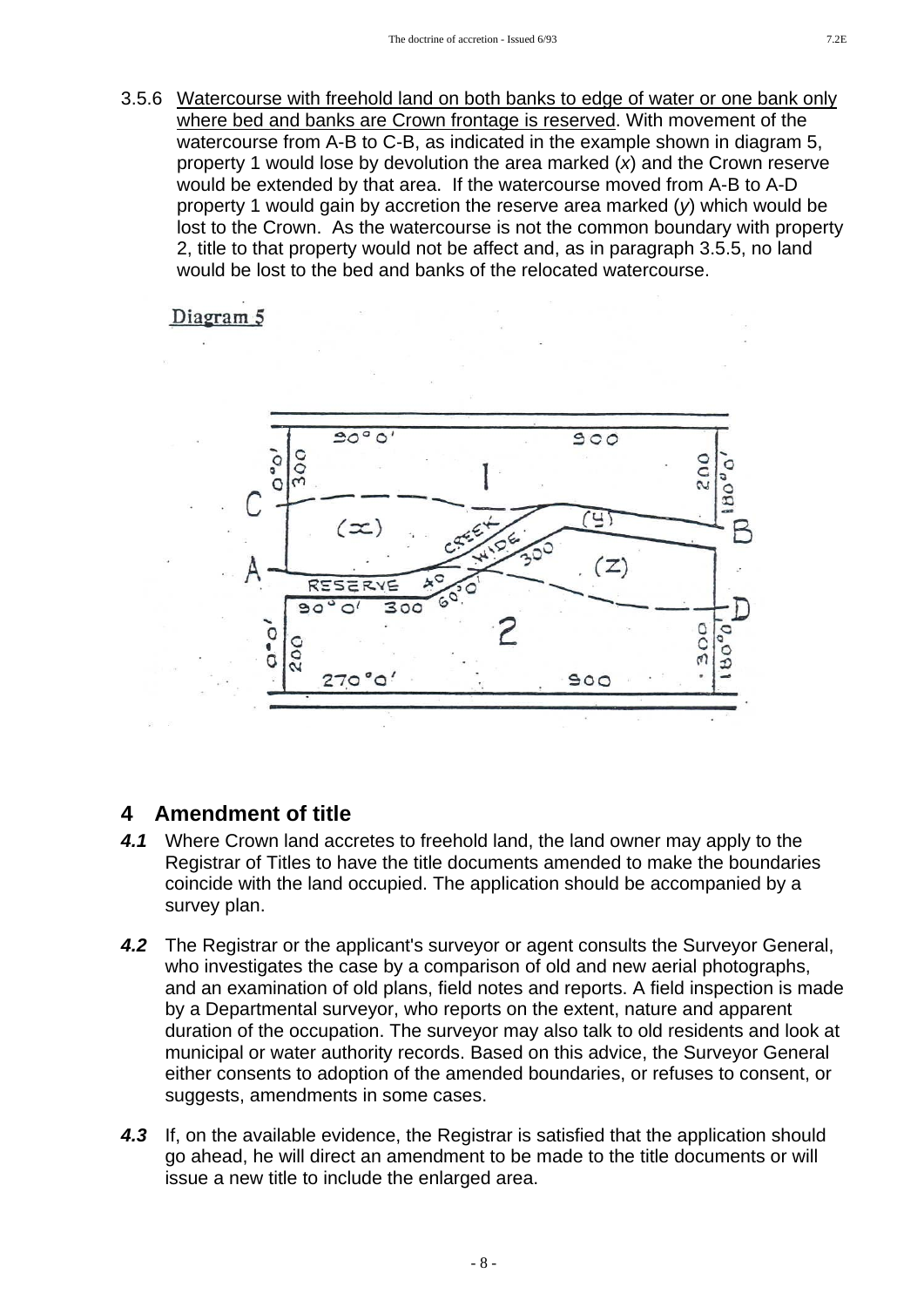3.5.6 Watercourse with freehold land on both banks to edge of water or one bank only where bed and banks are Crown frontage is reserved. With movement of the watercourse from A-B to C-B, as indicated in the example shown in diagram 5, property 1 would lose by devolution the area marked (*x*) and the Crown reserve would be extended by that area. If the watercourse moved from A-B to A-D property 1 would gain by accretion the reserve area marked (*y*) which would be lost to the Crown. As the watercourse is not the common boundary with property 2, title to that property would not be affect and, as in paragraph 3.5.5, no land would be lost to the bed and banks of the relocated watercourse.

Diagram 5

## 4 Amendment of title

***4.1*** Where Crown land accretes to freehold land, the land owner may apply to the Registrar of Titles to have the title documents amended to make the boundaries coincide with the land occupied. The application should be accompanied by a survey plan.

***4.2*** The Registrar or the applicant's surveyor or agent consults the Surveyor General, who investigates the case by a comparison of old and new aerial photographs, and an examination of old plans, field notes and reports. A field inspection is made by a Departmental surveyor, who reports on the extent, nature and apparent duration of the occupation. The surveyor may also talk to old residents and look at municipal or water authority records. Based on this advice, the Surveyor General either consents to adoption of the amended boundaries, or refuses to consent, or suggests, amendments in some cases.

***4.3*** If, on the available evidence, the Registrar is satisfied that the application should go ahead, he will direct an amendment to be made to the title documents or will issue a new title to include the enlarged area.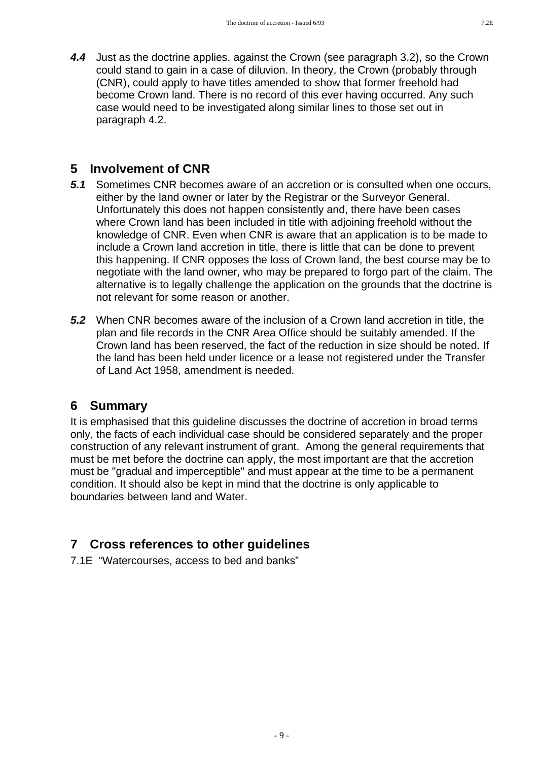***4.4*** Just as the doctrine applies. against the Crown (see paragraph 3.2), so the Crown could stand to gain in a case of diluvion. In theory, the Crown (probably through (CNR), could apply to have titles amended to show that former freehold had become Crown land. There is no record of this ever having occurred. Any such case would need to be investigated along similar lines to those set out in paragraph 4.2.

## 5 Involvement of CNR

***5.1*** Sometimes CNR becomes aware of an accretion or is consulted when one occurs, either by the land owner or later by the Registrar or the Surveyor General. Unfortunately this does not happen consistently and, there have been cases where Crown land has been included in title with adjoining freehold without the knowledge of CNR. Even when CNR is aware that an application is to be made to include a Crown land accretion in title, there is little that can be done to prevent this happening. If CNR opposes the loss of Crown land, the best course may be to negotiate with the land owner, who may be prepared to forgo part of the claim. The alternative is to legally challenge the application on the grounds that the doctrine is not relevant for some reason or another.

***5.2*** When CNR becomes aware of the inclusion of a Crown land accretion in title, the plan and file records in the CNR Area Office should be suitably amended. If the Crown land has been reserved, the fact of the reduction in size should be noted. If the land has been held under licence or a lease not registered under the Transfer of Land Act 1958, amendment is needed.

## 6 Summary

It is emphasised that this guideline discusses the doctrine of accretion in broad terms only, the facts of each individual case should be considered separately and the proper construction of any relevant instrument of grant. Among the general requirements that must be met before the doctrine can apply, the most important are that the accretion must be "gradual and imperceptible" and must appear at the time to be a permanent condition. It should also be kept in mind that the doctrine is only applicable to boundaries between land and Water.

## 7 Cross references to other guidelines

7.1E "Watercourses, access to bed and banks"